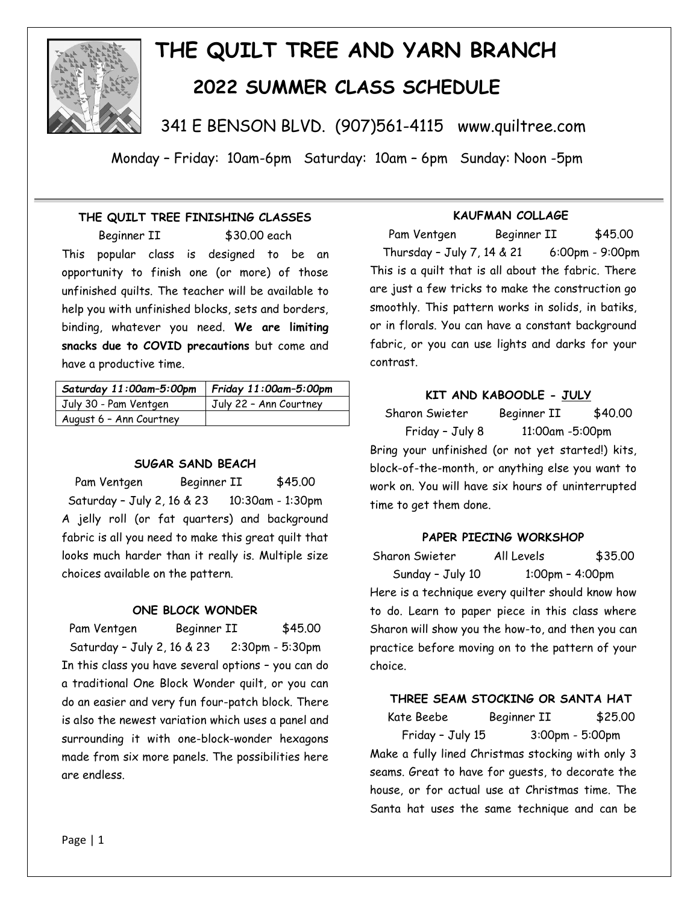# THE QUILT TREE AND YARN BRANCH

## 2022 SUMMER CLASS SCHEDULE

341 E BENSON BLVD. (907)561-4115 www.quiltree.com

Monday – Friday: 10am-6pm Saturday: 10am – 6pm Sunday: Noon -5pm

### THE QUILT TREE FINISHING CLASSES

Beginner II $30.00 each

This popular class is designed to be an opportunity to finish one (or more) of those unfinished quilts. The teacher will be available to help you with unfinished blocks, sets and borders, binding, whatever you need. **We are limiting snacks due to COVID precautions** but come and have a productive time.

| ***Saturday 11:00am–5:00pm*** | ***Friday 11:00am–5:00pm*** |
|---|---|
| July 30 - Pam Ventgen | July 22 – Ann Courtney |
| August 6 – Ann Courtney | |

### SUGAR SAND BEACH

Pam Ventgen Beginner II $45.00

Saturday – July 2, 16 & 23 10:30am - 1:30pm

A jelly roll (or fat quarters) and background fabric is all you need to make this great quilt that looks much harder than it really is. Multiple size choices available on the pattern.

### ONE BLOCK WONDER

Pam Ventgen Beginner II $45.00

Saturday – July 2, 16 & 23 2:30pm - 5:30pm

In this class you have several options – you can do a traditional One Block Wonder quilt, or you can do an easier and very fun four-patch block. There is also the newest variation which uses a panel and surrounding it with one-block-wonder hexagons made from six more panels. The possibilities here are endless.

### KAUFMAN COLLAGE

Pam Ventgen Beginner II $45.00

Thursday – July 7, 14 & 21 6:00pm - 9:00pm

This is a quilt that is all about the fabric. There are just a few tricks to make the construction go smoothly. This pattern works in solids, in batiks, or in florals. You can have a constant background fabric, or you can use lights and darks for your contrast.

### KIT AND KABOODLE - JULY

Sharon Swieter Beginner II $40.00

Friday – July 8 11:00am -5:00pm

Bring your unfinished (or not yet started!) kits, block-of-the-month, or anything else you want to work on. You will have six hours of uninterrupted time to get them done.

### PAPER PIECING WORKSHOP

Sharon Swieter All Levels $35.00

Sunday – July 10 1:00pm – 4:00pm

Here is a technique every quilter should know how to do. Learn to paper piece in this class where Sharon will show you the how-to, and then you can practice before moving on to the pattern of your choice.

### THREE SEAM STOCKING OR SANTA HAT

Kate Beebe Beginner II $25.00

Friday – July 15 3:00pm - 5:00pm

Make a fully lined Christmas stocking with only 3 seams. Great to have for guests, to decorate the house, or for actual use at Christmas time. The Santa hat uses the same technique and can be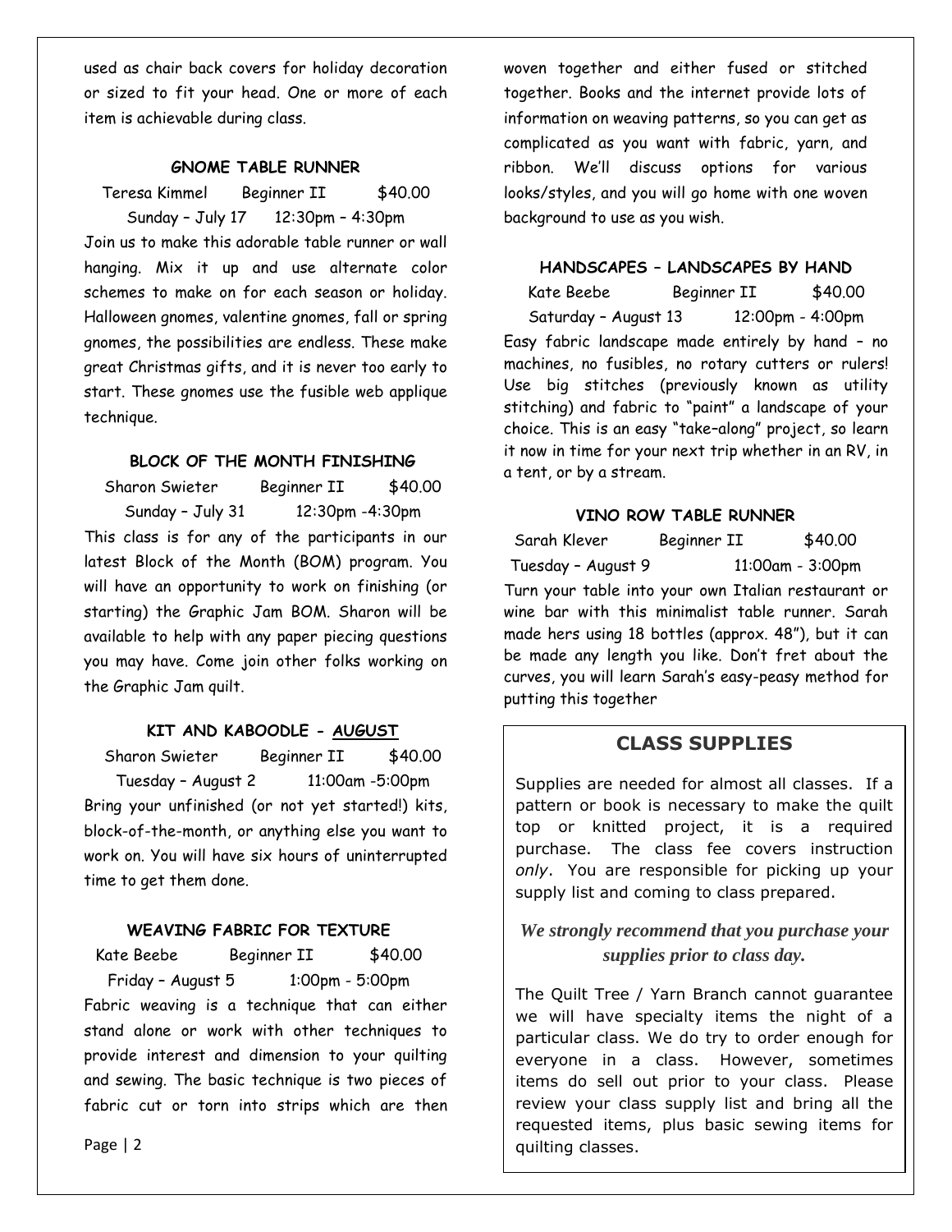used as chair back covers for holiday decoration or sized to fit your head. One or more of each item is achievable during class.

### GNOME TABLE RUNNER

Teresa Kimmel  Beginner II  $40.00

Sunday – July 17  12:30pm – 4:30pm

Join us to make this adorable table runner or wall hanging. Mix it up and use alternate color schemes to make on for each season or holiday. Halloween gnomes, valentine gnomes, fall or spring gnomes, the possibilities are endless. These make great Christmas gifts, and it is never too early to start. These gnomes use the fusible web applique technique.

### BLOCK OF THE MONTH FINISHING

Sharon Swieter  Beginner II  $40.00

Sunday – July 31  12:30pm -4:30pm

This class is for any of the participants in our latest Block of the Month (BOM) program. You will have an opportunity to work on finishing (or starting) the Graphic Jam BOM. Sharon will be available to help with any paper piecing questions you may have. Come join other folks working on the Graphic Jam quilt.

### KIT AND KABOODLE - AUGUST

Sharon Swieter  Beginner II  $40.00

Tuesday – August 2  11:00am -5:00pm

Bring your unfinished (or not yet started!) kits, block-of-the-month, or anything else you want to work on. You will have six hours of uninterrupted time to get them done.

### WEAVING FABRIC FOR TEXTURE

Kate Beebe  Beginner II  $40.00

Friday – August 5  1:00pm - 5:00pm

Fabric weaving is a technique that can either stand alone or work with other techniques to provide interest and dimension to your quilting and sewing. The basic technique is two pieces of fabric cut or torn into strips which are then woven together and either fused or stitched together. Books and the internet provide lots of information on weaving patterns, so you can get as complicated as you want with fabric, yarn, and ribbon. We'll discuss options for various looks/styles, and you will go home with one woven background to use as you wish.

### HANDSCAPES – LANDSCAPES BY HAND

Kate Beebe  Beginner II  $40.00

Saturday – August 13  12:00pm - 4:00pm

Easy fabric landscape made entirely by hand – no machines, no fusibles, no rotary cutters or rulers! Use big stitches (previously known as utility stitching) and fabric to "paint" a landscape of your choice. This is an easy "take–along" project, so learn it now in time for your next trip whether in an RV, in a tent, or by a stream.

### VINO ROW TABLE RUNNER

Sarah Klever  Beginner II  $40.00

Tuesday – August 9  11:00am - 3:00pm

Turn your table into your own Italian restaurant or wine bar with this minimalist table runner. Sarah made hers using 18 bottles (approx. 48"), but it can be made any length you like. Don't fret about the curves, you will learn Sarah's easy-peasy method for putting this together

## CLASS SUPPLIES

Supplies are needed for almost all classes. If a pattern or book is necessary to make the quilt top or knitted project, it is a required purchase. The class fee covers instruction *only*. You are responsible for picking up your supply list and coming to class prepared.

***We strongly recommend that you purchase your supplies prior to class day.***

The Quilt Tree / Yarn Branch cannot guarantee we will have specialty items the night of a particular class. We do try to order enough for everyone in a class. However, sometimes items do sell out prior to your class. Please review your class supply list and bring all the requested items, plus basic sewing items for quilting classes.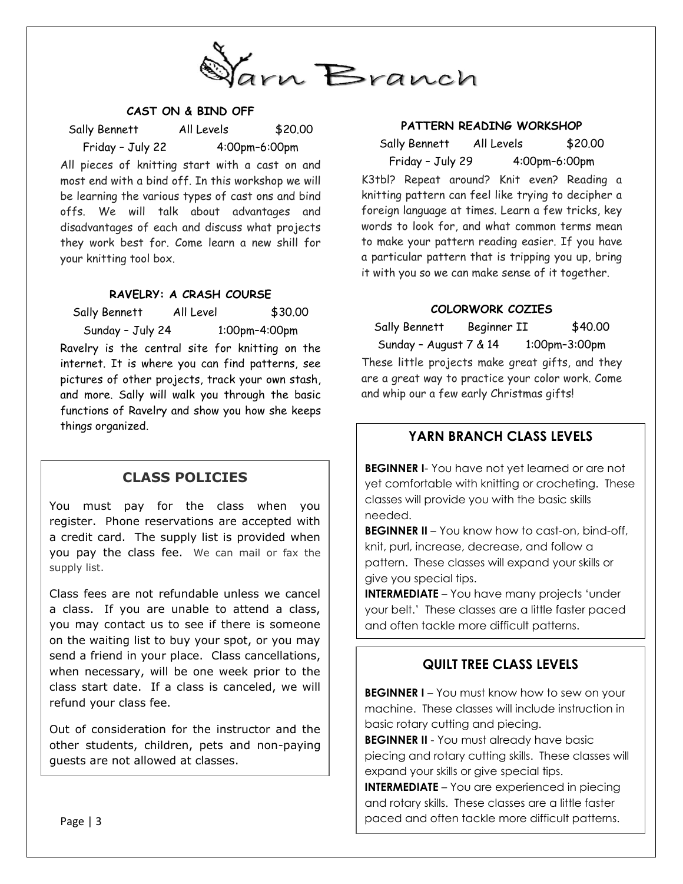# Yarn Branch

### CAST ON & BIND OFF

Sally Bennett All Levels $20.00

Friday – July 22 4:00pm–6:00pm

All pieces of knitting start with a cast on and most end with a bind off. In this workshop we will be learning the various types of cast ons and bind offs. We will talk about advantages and disadvantages of each and discuss what projects they work best for. Come learn a new shill for your knitting tool box.

### RAVELRY: A CRASH COURSE

Sally Bennett All Level $30.00

Sunday – July 24 1:00pm–4:00pm

Ravelry is the central site for knitting on the internet. It is where you can find patterns, see pictures of other projects, track your own stash, and more. Sally will walk you through the basic functions of Ravelry and show you how she keeps things organized.

## CLASS POLICIES

You must pay for the class when you register. Phone reservations are accepted with a credit card. The supply list is provided when you pay the class fee. We can mail or fax the supply list.

Class fees are not refundable unless we cancel a class. If you are unable to attend a class, you may contact us to see if there is someone on the waiting list to buy your spot, or you may send a friend in your place. Class cancellations, when necessary, will be one week prior to the class start date. If a class is canceled, we will refund your class fee.

Out of consideration for the instructor and the other students, children, pets and non-paying guests are not allowed at classes.

### PATTERN READING WORKSHOP

Sally Bennett All Levels $20.00

Friday – July 29 4:00pm–6:00pm

K3tbl? Repeat around? Knit even? Reading a knitting pattern can feel like trying to decipher a foreign language at times. Learn a few tricks, key words to look for, and what common terms mean to make your pattern reading easier. If you have a particular pattern that is tripping you up, bring it with you so we can make sense of it together.

### COLORWORK COZIES

Sally Bennett Beginner II $40.00

Sunday – August 7 & 14 1:00pm–3:00pm

These little projects make great gifts, and they are a great way to practice your color work. Come and whip our a few early Christmas gifts!

## YARN BRANCH CLASS LEVELS

**BEGINNER I**- You have not yet learned or are not yet comfortable with knitting or crocheting. These classes will provide you with the basic skills needed.

**BEGINNER II** – You know how to cast-on, bind-off, knit, purl, increase, decrease, and follow a pattern. These classes will expand your skills or give you special tips.

**INTERMEDIATE** – You have many projects 'under your belt.' These classes are a little faster paced and often tackle more difficult patterns.

## QUILT TREE CLASS LEVELS

**BEGINNER I** – You must know how to sew on your machine. These classes will include instruction in basic rotary cutting and piecing.

**BEGINNER II** - You must already have basic piecing and rotary cutting skills. These classes will expand your skills or give special tips.

**INTERMEDIATE** – You are experienced in piecing and rotary skills. These classes are a little faster paced and often tackle more difficult patterns.